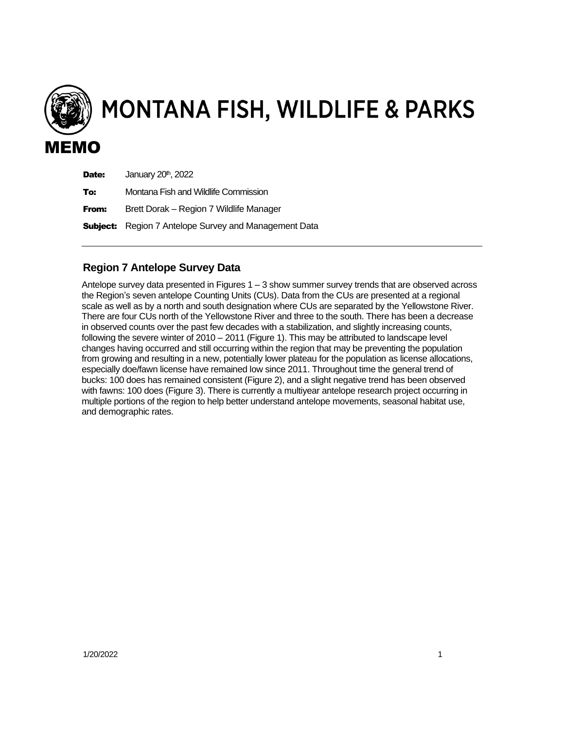# MONTANA FISH, WILDLIFE & PARKS

# MEMO

**Date:** January 20th, 2022

**To:** Montana Fish and Wildlife Commission

**From:** Brett Dorak – Region 7 Wildlife Manager

**Subject:** Region 7 Antelope Survey and Management Data

---

## Region 7 Antelope Survey Data

Antelope survey data presented in Figures 1 – 3 show summer survey trends that are observed across the Region's seven antelope Counting Units (CUs). Data from the CUs are presented at a regional scale as well as by a north and south designation where CUs are separated by the Yellowstone River. There are four CUs north of the Yellowstone River and three to the south. There has been a decrease in observed counts over the past few decades with a stabilization, and slightly increasing counts, following the severe winter of 2010 – 2011 (Figure 1). This may be attributed to landscape level changes having occurred and still occurring within the region that may be preventing the population from growing and resulting in a new, potentially lower plateau for the population as license allocations, especially doe/fawn license have remained low since 2011. Throughout time the general trend of bucks: 100 does has remained consistent (Figure 2), and a slight negative trend has been observed with fawns: 100 does (Figure 3). There is currently a multiyear antelope research project occurring in multiple portions of the region to help better understand antelope movements, seasonal habitat use, and demographic rates.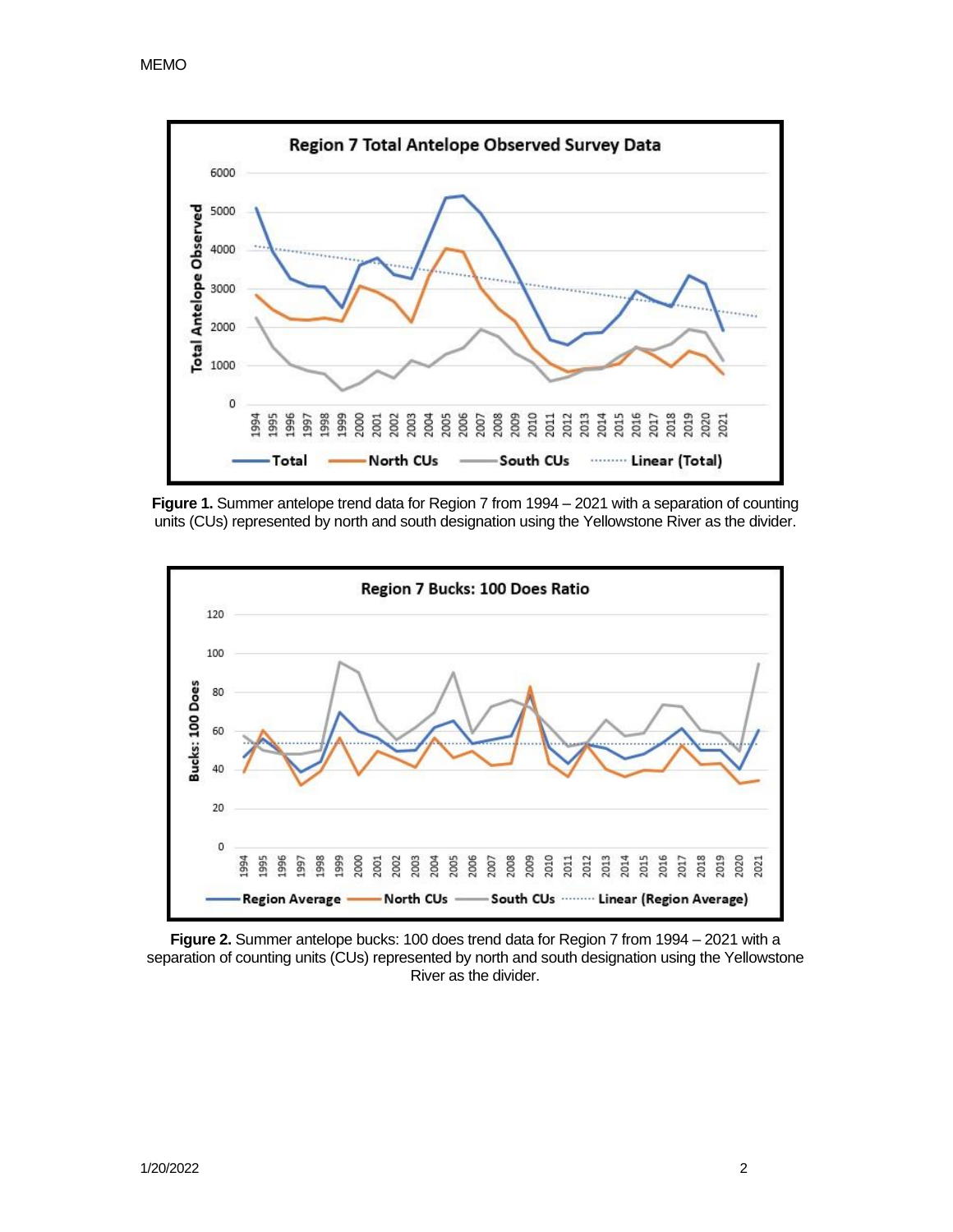**Figure 1.** Summer antelope trend data for Region 7 from 1994 – 2021 with a separation of counting units (CUs) represented by north and south designation using the Yellowstone River as the divider.

**Figure 2.** Summer antelope bucks: 100 does trend data for Region 7 from 1994 – 2021 with a separation of counting units (CUs) represented by north and south designation using the Yellowstone River as the divider.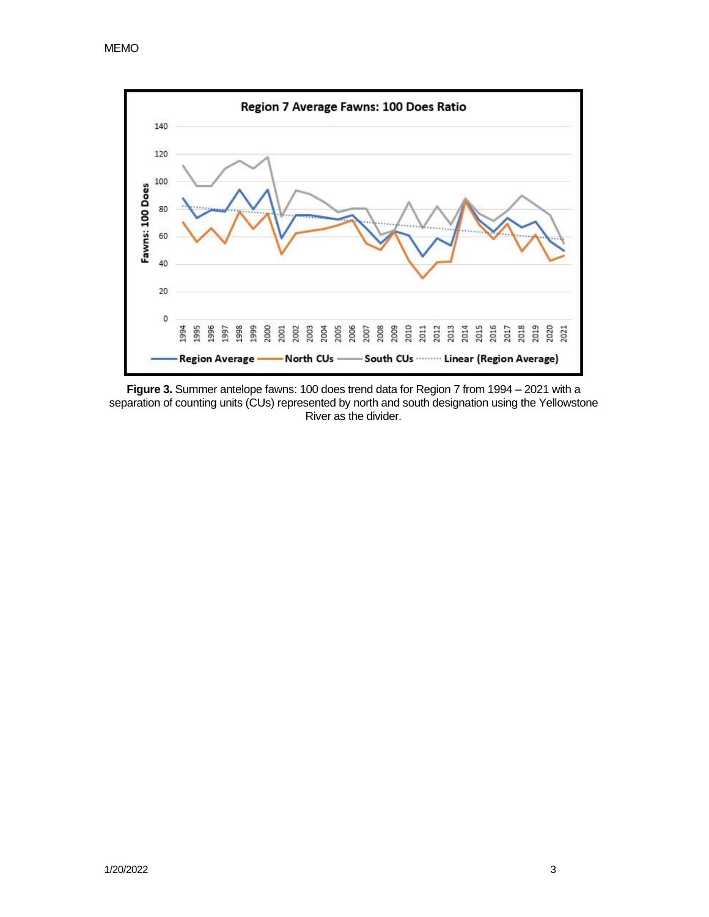**Figure 3.** Summer antelope fawns: 100 does trend data for Region 7 from 1994 – 2021 with a separation of counting units (CUs) represented by north and south designation using the Yellowstone River as the divider.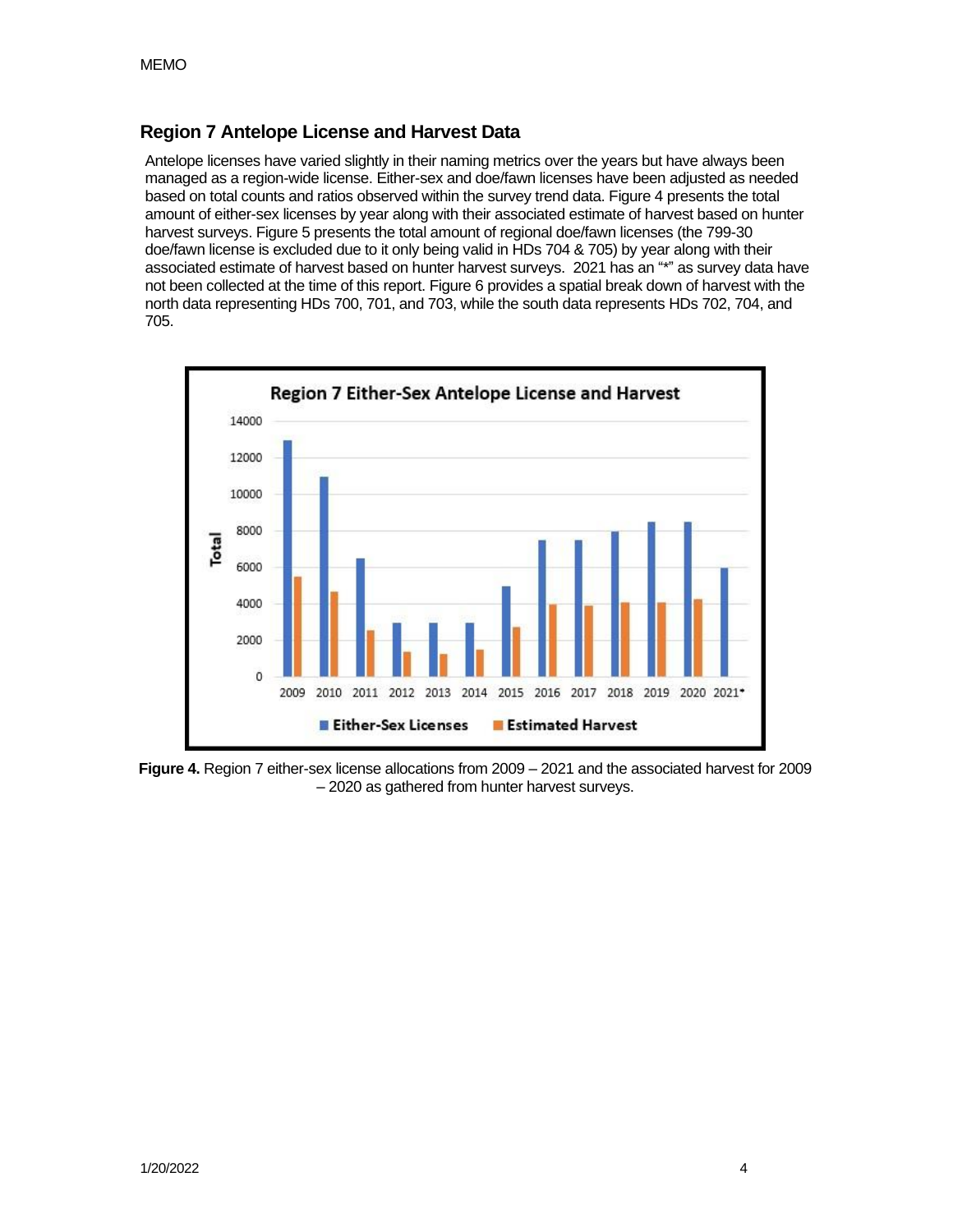## Region 7 Antelope License and Harvest Data

Antelope licenses have varied slightly in their naming metrics over the years but have always been managed as a region-wide license. Either-sex and doe/fawn licenses have been adjusted as needed based on total counts and ratios observed within the survey trend data. Figure 4 presents the total amount of either-sex licenses by year along with their associated estimate of harvest based on hunter harvest surveys. Figure 5 presents the total amount of regional doe/fawn licenses (the 799-30 doe/fawn license is excluded due to it only being valid in HDs 704 & 705) by year along with their associated estimate of harvest based on hunter harvest surveys. 2021 has an "*" as survey data have not been collected at the time of this report. Figure 6 provides a spatial break down of harvest with the north data representing HDs 700, 701, and 703, while the south data represents HDs 702, 704, and 705.

**Figure 4.** Region 7 either-sex license allocations from 2009 – 2021 and the associated harvest for 2009 – 2020 as gathered from hunter harvest surveys.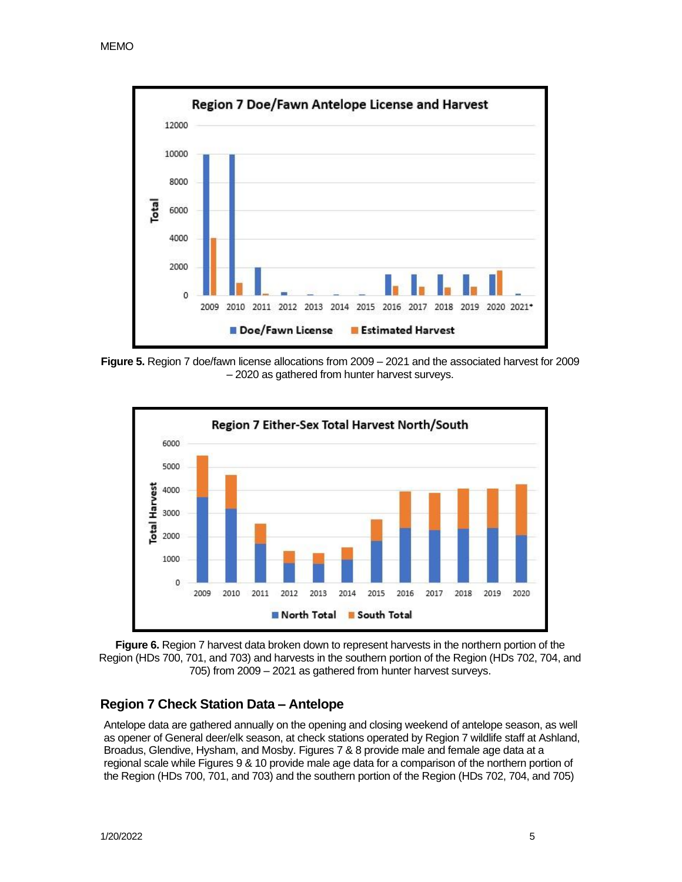Figure 5. Region 7 doe/fawn license allocations from 2009 – 2021 and the associated harvest for 2009 – 2020 as gathered from hunter harvest surveys.

**Figure 6.** Region 7 harvest data broken down to represent harvests in the northern portion of the Region (HDs 700, 701, and 703) and harvests in the southern portion of the Region (HDs 702, 704, and 705) from 2009 – 2021 as gathered from hunter harvest surveys.

## Region 7 Check Station Data – Antelope

Antelope data are gathered annually on the opening and closing weekend of antelope season, as well as opener of General deer/elk season, at check stations operated by Region 7 wildlife staff at Ashland, Broadus, Glendive, Hysham, and Mosby. Figures 7 & 8 provide male and female age data at a regional scale while Figures 9 & 10 provide male age data for a comparison of the northern portion of the Region (HDs 700, 701, and 703) and the southern portion of the Region (HDs 702, 704, and 705)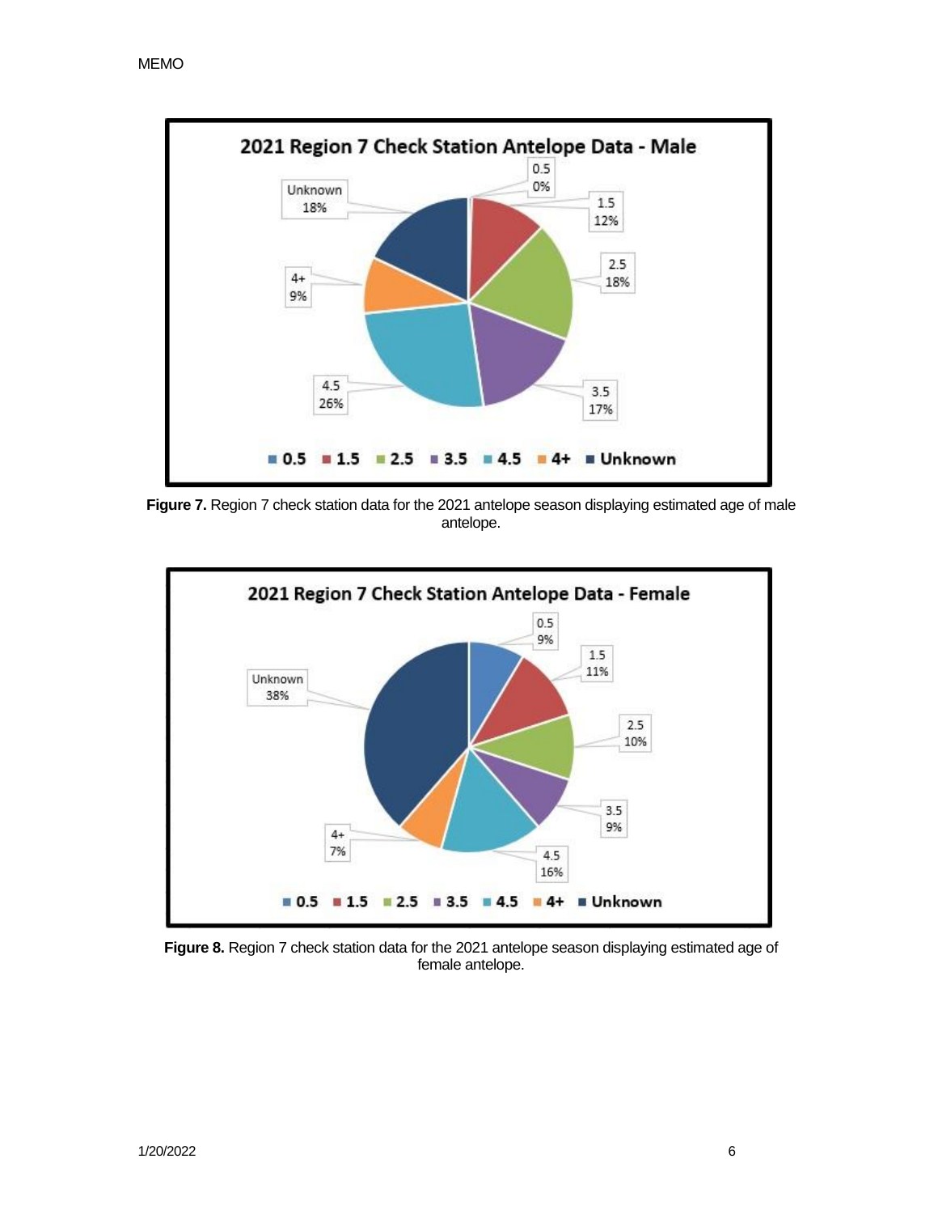**2021 Region 7 Check Station Antelope Data - Male**

| Age | Percent |
|---|---|
| 0.5 | 0% |
| 1.5 | 12% |
| 2.5 | 18% |
| 3.5 | 17% |
| 4.5 | 26% |
| 4+ | 9% |
| Unknown | 18% |

**Figure 7.** Region 7 check station data for the 2021 antelope season displaying estimated age of male antelope.

**2021 Region 7 Check Station Antelope Data - Female**

| Age | Percent |
|---|---|
| 0.5 | 9% |
| 1.5 | 11% |
| 2.5 | 10% |
| 3.5 | 9% |
| 4.5 | 16% |
| 4+ | 7% |
| Unknown | 38% |

**Figure 8.** Region 7 check station data for the 2021 antelope season displaying estimated age of female antelope.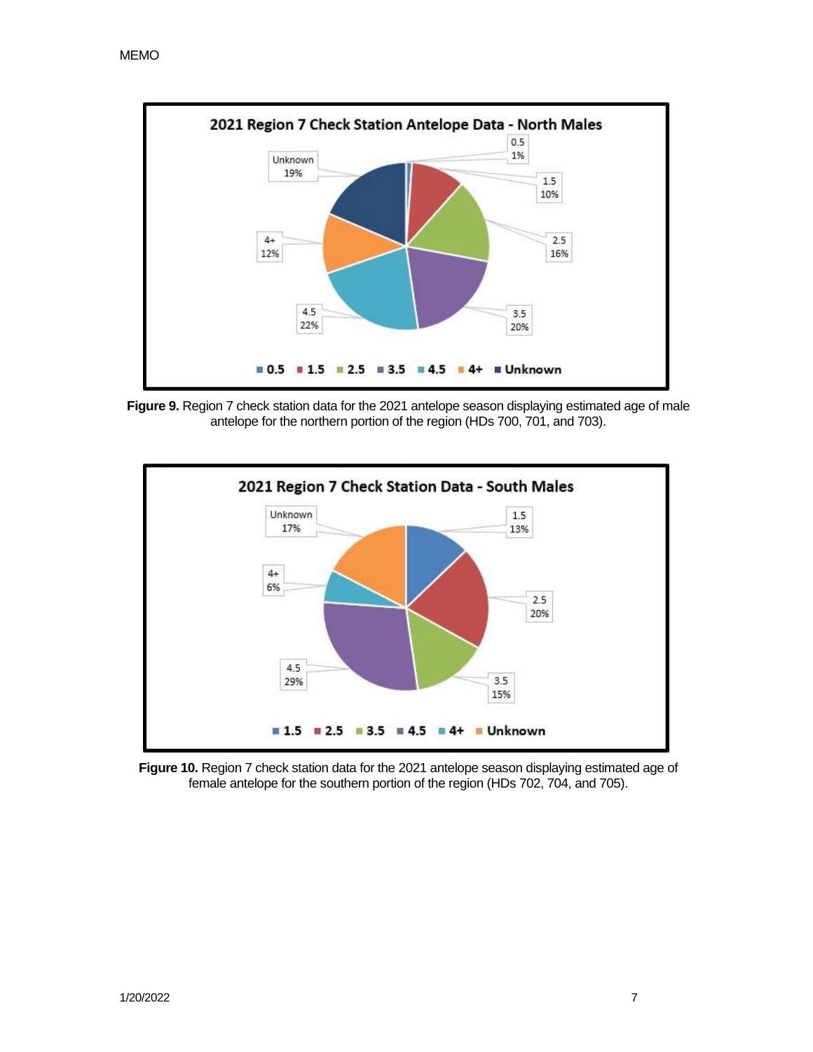2021 Region 7 Check Station Antelope Data - North Males

0.5
1%

1.5
10%

2.5
16%

3.5
20%

4.5
22%

4+
12%

Unknown
19%

0.5 1.5 2.5 3.5 4.5 4+ Unknown

**Figure 9.** Region 7 check station data for the 2021 antelope season displaying estimated age of male antelope for the northern portion of the region (HDs 700, 701, and 703).

2021 Region 7 Check Station Data - South Males

Unknown
17%

1.5
13%

2.5
20%

3.5
15%

4.5
29%

4+
6%

1.5 2.5 3.5 4.5 4+ Unknown

**Figure 10.** Region 7 check station data for the 2021 antelope season displaying estimated age of female antelope for the southern portion of the region (HDs 702, 704, and 705).